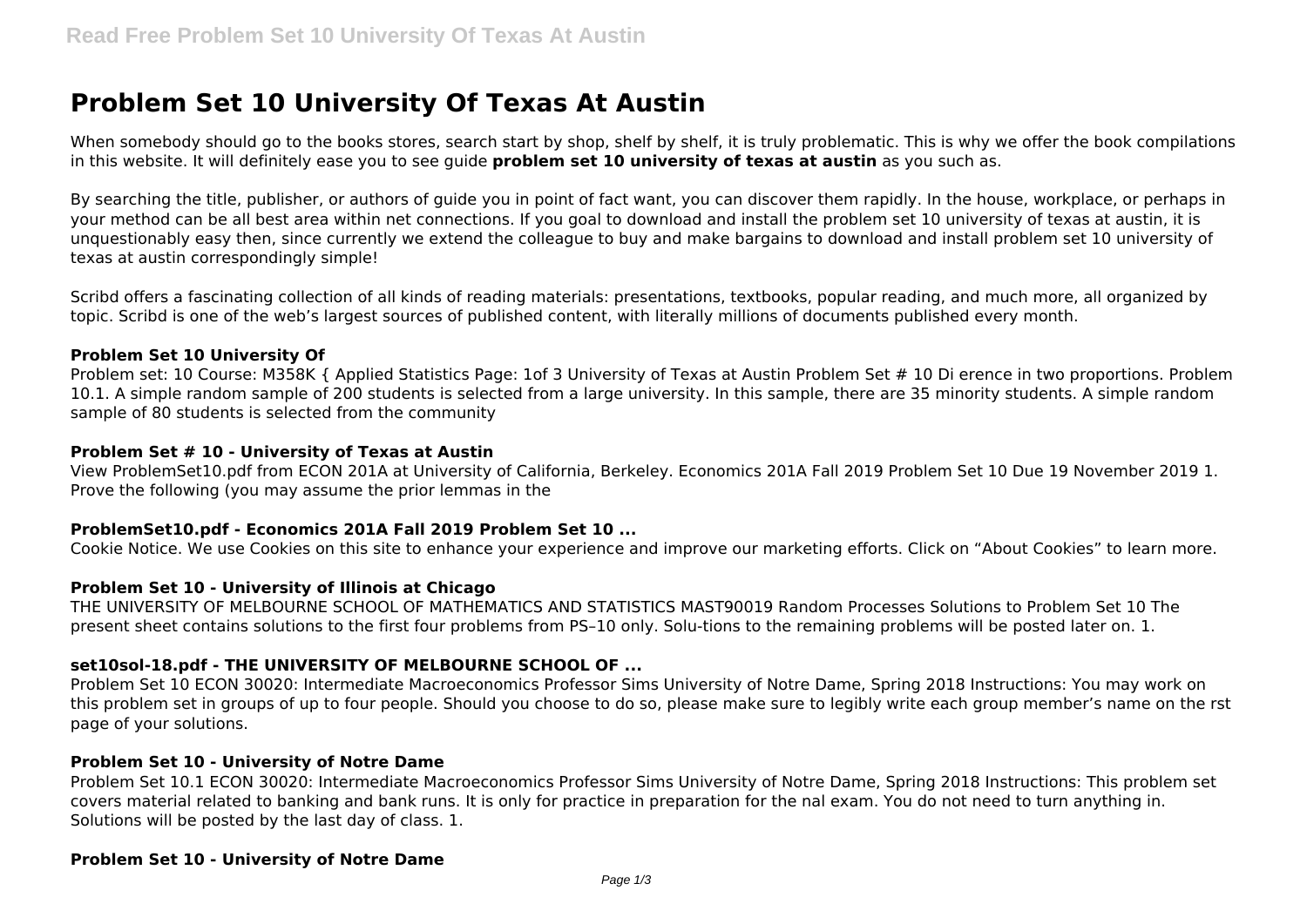# Problem Set 10 University Of Texas At Austin

When somebody should go to the books stores, search start by shop, shelf by shelf, it is truly problematic. This is why we offer the book compilations in this website. It will definitely ease you to see guide **problem set 10 university of texas at austin** as you such as.

By searching the title, publisher, or authors of guide you in point of fact want, you can discover them rapidly. In the house, workplace, or perhaps in your method can be all best area within net connections. If you goal to download and install the problem set 10 university of texas at austin, it is unquestionably easy then, since currently we extend the colleague to buy and make bargains to download and install problem set 10 university of texas at austin correspondingly simple!

Scribd offers a fascinating collection of all kinds of reading materials: presentations, textbooks, popular reading, and much more, all organized by topic. Scribd is one of the web's largest sources of published content, with literally millions of documents published every month.

#### Problem Set 10 University Of

Problem set: 10 Course: M358K { Applied Statistics Page: 1of 3 University of Texas at Austin Problem Set # 10 Di erence in two proportions. Problem 10.1. A simple random sample of 200 students is selected from a large university. In this sample, there are 35 minority students. A simple random sample of 80 students is selected from the community

#### Problem Set # 10 - University of Texas at Austin

View ProblemSet10.pdf from ECON 201A at University of California, Berkeley. Economics 201A Fall 2019 Problem Set 10 Due 19 November 2019 1. Prove the following (you may assume the prior lemmas in the

#### ProblemSet10.pdf - Economics 201A Fall 2019 Problem Set 10 ...

Cookie Notice. We use Cookies on this site to enhance your experience and improve our marketing efforts. Click on "About Cookies" to learn more.

#### Problem Set 10 - University of Illinois at Chicago

THE UNIVERSITY OF MELBOURNE SCHOOL OF MATHEMATICS AND STATISTICS MAST90019 Random Processes Solutions to Problem Set 10 The present sheet contains solutions to the first four problems from PS–10 only. Solu-tions to the remaining problems will be posted later on. 1.

#### set10sol-18.pdf - THE UNIVERSITY OF MELBOURNE SCHOOL OF ...

Problem Set 10 ECON 30020: Intermediate Macroeconomics Professor Sims University of Notre Dame, Spring 2018 Instructions: You may work on this problem set in groups of up to four people. Should you choose to do so, please make sure to legibly write each group member's name on the rst page of your solutions.

#### Problem Set 10 - University of Notre Dame

Problem Set 10.1 ECON 30020: Intermediate Macroeconomics Professor Sims University of Notre Dame, Spring 2018 Instructions: This problem set covers material related to banking and bank runs. It is only for practice in preparation for the nal exam. You do not need to turn anything in. Solutions will be posted by the last day of class. 1.

#### Problem Set 10 - University of Notre Dame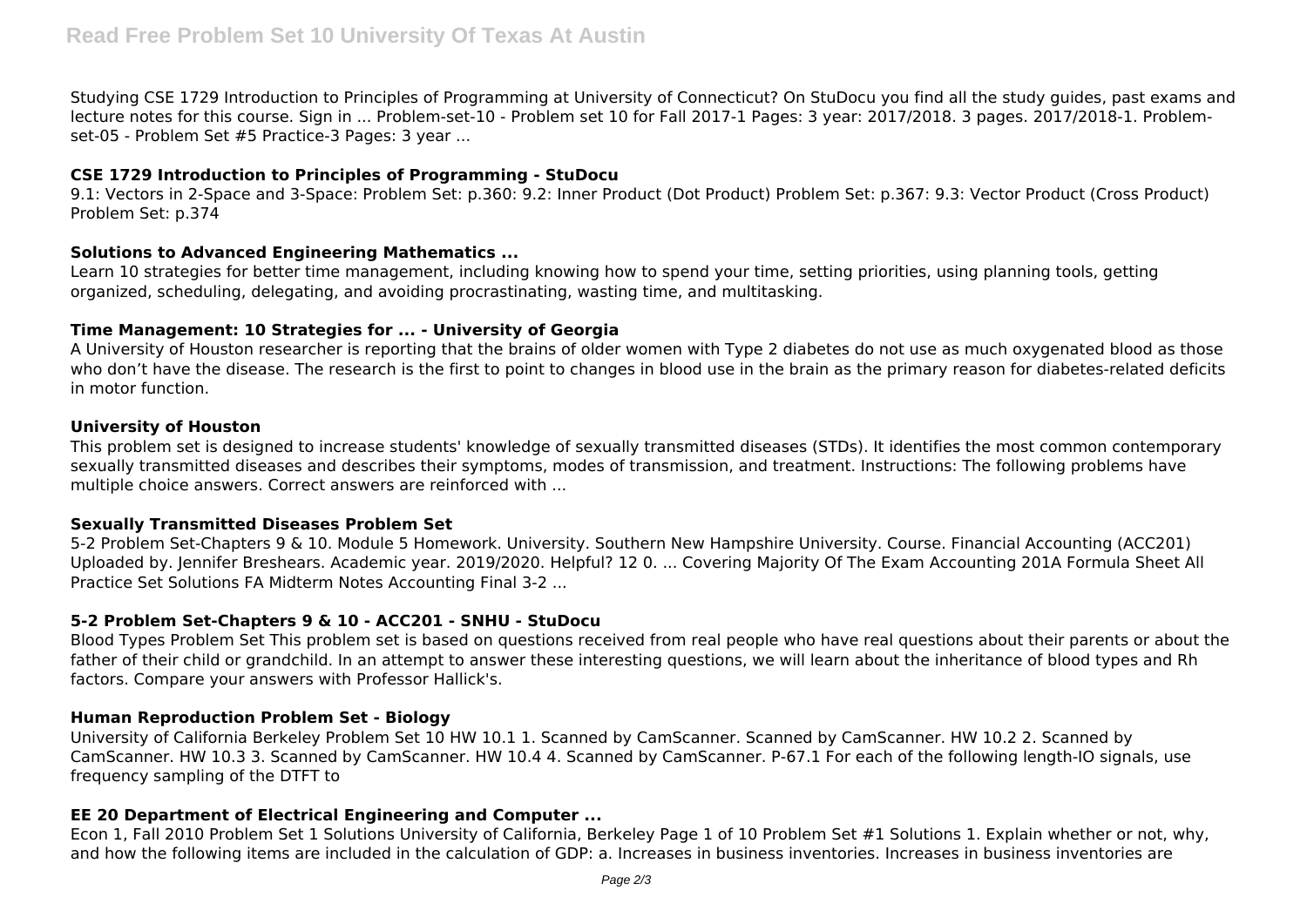Studying CSE 1729 Introduction to Principles of Programming at University of Connecticut? On StuDocu you find all the study guides, past exams and lecture notes for this course. Sign in ... Problem-set-10 - Problem set 10 for Fall 2017-1 Pages: 3 year: 2017/2018. 3 pages. 2017/2018-1. Problem-set-05 - Problem Set #5 Practice-3 Pages: 3 year ...

### CSE 1729 Introduction to Principles of Programming - StuDocu

9.1: Vectors in 2-Space and 3-Space: Problem Set: p.360: 9.2: Inner Product (Dot Product) Problem Set: p.367: 9.3: Vector Product (Cross Product) Problem Set: p.374

### Solutions to Advanced Engineering Mathematics ...

Learn 10 strategies for better time management, including knowing how to spend your time, setting priorities, using planning tools, getting organized, scheduling, delegating, and avoiding procrastinating, wasting time, and multitasking.

### Time Management: 10 Strategies for ... - University of Georgia

A University of Houston researcher is reporting that the brains of older women with Type 2 diabetes do not use as much oxygenated blood as those who don't have the disease. The research is the first to point to changes in blood use in the brain as the primary reason for diabetes-related deficits in motor function.

### University of Houston

This problem set is designed to increase students' knowledge of sexually transmitted diseases (STDs). It identifies the most common contemporary sexually transmitted diseases and describes their symptoms, modes of transmission, and treatment. Instructions: The following problems have multiple choice answers. Correct answers are reinforced with ...

### Sexually Transmitted Diseases Problem Set

5-2 Problem Set-Chapters 9 & 10. Module 5 Homework. University. Southern New Hampshire University. Course. Financial Accounting (ACC201) Uploaded by. Jennifer Breshears. Academic year. 2019/2020. Helpful? 12 0. ... Covering Majority Of The Exam Accounting 201A Formula Sheet All Practice Set Solutions FA Midterm Notes Accounting Final 3-2 ...

### 5-2 Problem Set-Chapters 9 & 10 - ACC201 - SNHU - StuDocu

Blood Types Problem Set This problem set is based on questions received from real people who have real questions about their parents or about the father of their child or grandchild. In an attempt to answer these interesting questions, we will learn about the inheritance of blood types and Rh factors. Compare your answers with Professor Hallick's.

### Human Reproduction Problem Set - Biology

University of California Berkeley Problem Set 10 HW 10.1 1. Scanned by CamScanner. Scanned by CamScanner. HW 10.2 2. Scanned by CamScanner. HW 10.3 3. Scanned by CamScanner. HW 10.4 4. Scanned by CamScanner. P-67.1 For each of the following length-IO signals, use frequency sampling of the DTFT to

### EE 20 Department of Electrical Engineering and Computer ...

Econ 1, Fall 2010 Problem Set 1 Solutions University of California, Berkeley Page 1 of 10 Problem Set #1 Solutions 1. Explain whether or not, why, and how the following items are included in the calculation of GDP: a. Increases in business inventories. Increases in business inventories are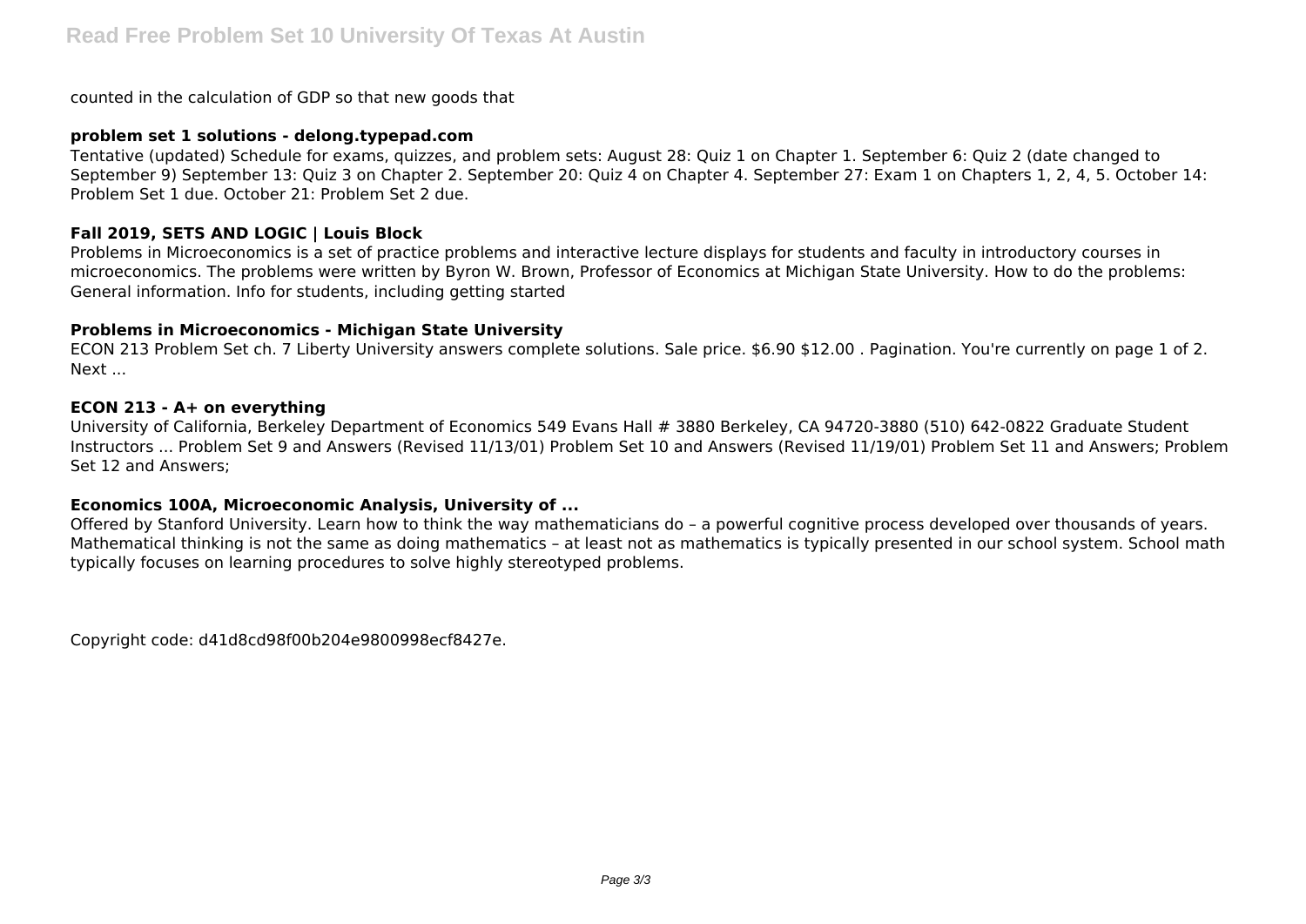counted in the calculation of GDP so that new goods that

### problem set 1 solutions - delong.typepad.com

Tentative (updated) Schedule for exams, quizzes, and problem sets: August 28: Quiz 1 on Chapter 1. September 6: Quiz 2 (date changed to September 9) September 13: Quiz 3 on Chapter 2. September 20: Quiz 4 on Chapter 4. September 27: Exam 1 on Chapters 1, 2, 4, 5. October 14: Problem Set 1 due. October 21: Problem Set 2 due.

### Fall 2019, SETS AND LOGIC | Louis Block

Problems in Microeconomics is a set of practice problems and interactive lecture displays for students and faculty in introductory courses in microeconomics. The problems were written by Byron W. Brown, Professor of Economics at Michigan State University. How to do the problems: General information. Info for students, including getting started

### Problems in Microeconomics - Michigan State University

ECON 213 Problem Set ch. 7 Liberty University answers complete solutions. Sale price. $6.90 $12.00 . Pagination. You're currently on page 1 of 2. Next ...

### ECON 213 - A+ on everything

University of California, Berkeley Department of Economics 549 Evans Hall # 3880 Berkeley, CA 94720-3880 (510) 642-0822 Graduate Student Instructors ... Problem Set 9 and Answers (Revised 11/13/01) Problem Set 10 and Answers (Revised 11/19/01) Problem Set 11 and Answers; Problem Set 12 and Answers;

### Economics 100A, Microeconomic Analysis, University of ...

Offered by Stanford University. Learn how to think the way mathematicians do – a powerful cognitive process developed over thousands of years. Mathematical thinking is not the same as doing mathematics – at least not as mathematics is typically presented in our school system. School math typically focuses on learning procedures to solve highly stereotyped problems.

Copyright code: d41d8cd98f00b204e9800998ecf8427e.